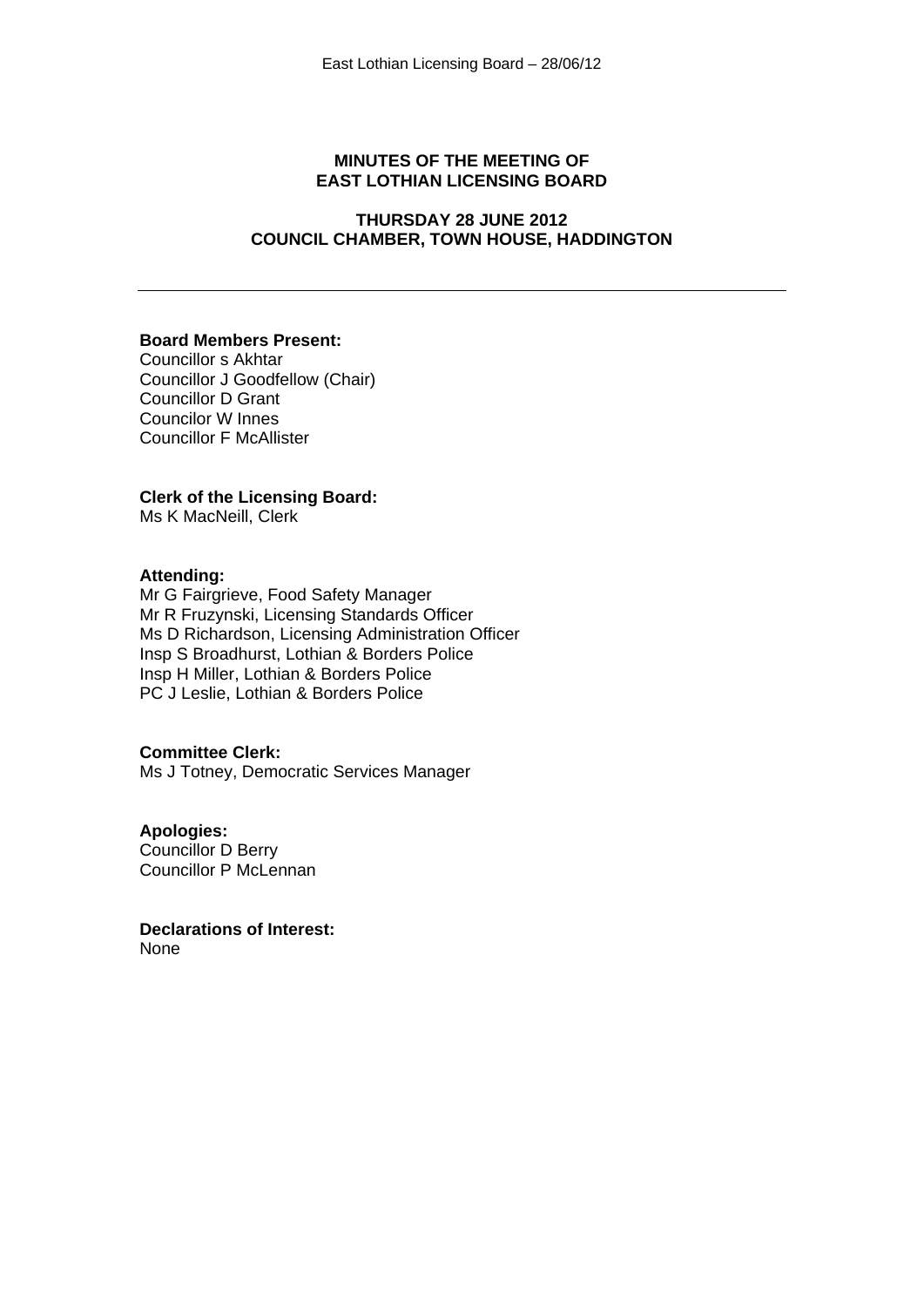# MINUTES OF THE MEETING OF EAST LOTHIAN LICENSING BOARD

## THURSDAY 28 JUNE 2012
## COUNCIL CHAMBER, TOWN HOUSE, HADDINGTON

---

**Board Members Present:**
Councillor s Akhtar
Councillor J Goodfellow (Chair)
Councillor D Grant
Councilor W Innes
Councillor F McAllister

**Clerk of the Licensing Board:**
Ms K MacNeill, Clerk

**Attending:**
Mr G Fairgrieve, Food Safety Manager
Mr R Fruzynski, Licensing Standards Officer
Ms D Richardson, Licensing Administration Officer
Insp S Broadhurst, Lothian & Borders Police
Insp H Miller, Lothian & Borders Police
PC J Leslie, Lothian & Borders Police

**Committee Clerk:**
Ms J Totney, Democratic Services Manager

**Apologies:**
Councillor D Berry
Councillor P McLennan

**Declarations of Interest:**
None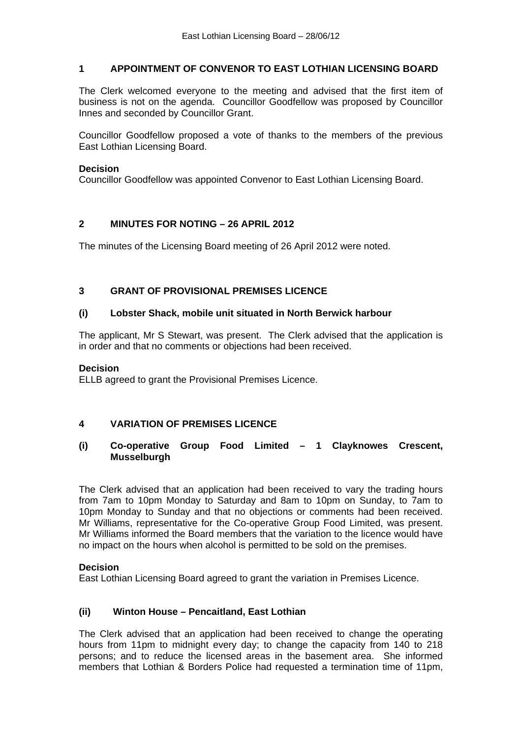## 1 APPOINTMENT OF CONVENOR TO EAST LOTHIAN LICENSING BOARD

The Clerk welcomed everyone to the meeting and advised that the first item of business is not on the agenda. Councillor Goodfellow was proposed by Councillor Innes and seconded by Councillor Grant.

Councillor Goodfellow proposed a vote of thanks to the members of the previous East Lothian Licensing Board.

**Decision**
Councillor Goodfellow was appointed Convenor to East Lothian Licensing Board.

## 2 MINUTES FOR NOTING – 26 APRIL 2012

The minutes of the Licensing Board meeting of 26 April 2012 were noted.

## 3 GRANT OF PROVISIONAL PREMISES LICENCE

### (i) Lobster Shack, mobile unit situated in North Berwick harbour

The applicant, Mr S Stewart, was present. The Clerk advised that the application is in order and that no comments or objections had been received.

**Decision**
ELLB agreed to grant the Provisional Premises Licence.

## 4 VARIATION OF PREMISES LICENCE

### (i) Co-operative Group Food Limited – 1 Clayknowes Crescent, Musselburgh

The Clerk advised that an application had been received to vary the trading hours from 7am to 10pm Monday to Saturday and 8am to 10pm on Sunday, to 7am to 10pm Monday to Sunday and that no objections or comments had been received. Mr Williams, representative for the Co-operative Group Food Limited, was present. Mr Williams informed the Board members that the variation to the licence would have no impact on the hours when alcohol is permitted to be sold on the premises.

**Decision**
East Lothian Licensing Board agreed to grant the variation in Premises Licence.

### (ii) Winton House – Pencaitland, East Lothian

The Clerk advised that an application had been received to change the operating hours from 11pm to midnight every day; to change the capacity from 140 to 218 persons; and to reduce the licensed areas in the basement area. She informed members that Lothian & Borders Police had requested a termination time of 11pm,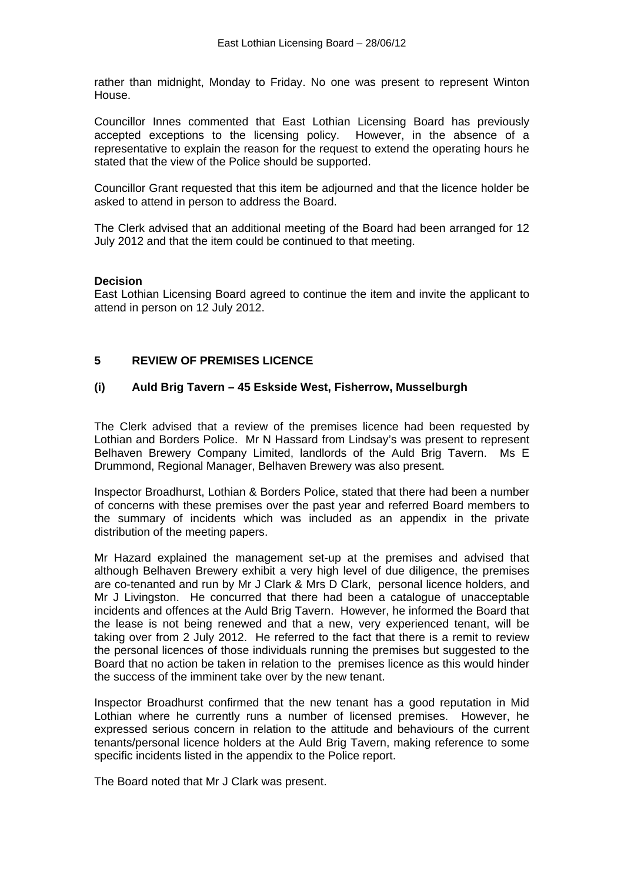rather than midnight, Monday to Friday. No one was present to represent Winton House.

Councillor Innes commented that East Lothian Licensing Board has previously accepted exceptions to the licensing policy. However, in the absence of a representative to explain the reason for the request to extend the operating hours he stated that the view of the Police should be supported.

Councillor Grant requested that this item be adjourned and that the licence holder be asked to attend in person to address the Board.

The Clerk advised that an additional meeting of the Board had been arranged for 12 July 2012 and that the item could be continued to that meeting.

**Decision**
East Lothian Licensing Board agreed to continue the item and invite the applicant to attend in person on 12 July 2012.

## 5 REVIEW OF PREMISES LICENCE

### (i) Auld Brig Tavern – 45 Eskside West, Fisherrow, Musselburgh

The Clerk advised that a review of the premises licence had been requested by Lothian and Borders Police. Mr N Hassard from Lindsay's was present to represent Belhaven Brewery Company Limited, landlords of the Auld Brig Tavern. Ms E Drummond, Regional Manager, Belhaven Brewery was also present.

Inspector Broadhurst, Lothian & Borders Police, stated that there had been a number of concerns with these premises over the past year and referred Board members to the summary of incidents which was included as an appendix in the private distribution of the meeting papers.

Mr Hazard explained the management set-up at the premises and advised that although Belhaven Brewery exhibit a very high level of due diligence, the premises are co-tenanted and run by Mr J Clark & Mrs D Clark, personal licence holders, and Mr J Livingston. He concurred that there had been a catalogue of unacceptable incidents and offences at the Auld Brig Tavern. However, he informed the Board that the lease is not being renewed and that a new, very experienced tenant, will be taking over from 2 July 2012. He referred to the fact that there is a remit to review the personal licences of those individuals running the premises but suggested to the Board that no action be taken in relation to the premises licence as this would hinder the success of the imminent take over by the new tenant.

Inspector Broadhurst confirmed that the new tenant has a good reputation in Mid Lothian where he currently runs a number of licensed premises. However, he expressed serious concern in relation to the attitude and behaviours of the current tenants/personal licence holders at the Auld Brig Tavern, making reference to some specific incidents listed in the appendix to the Police report.

The Board noted that Mr J Clark was present.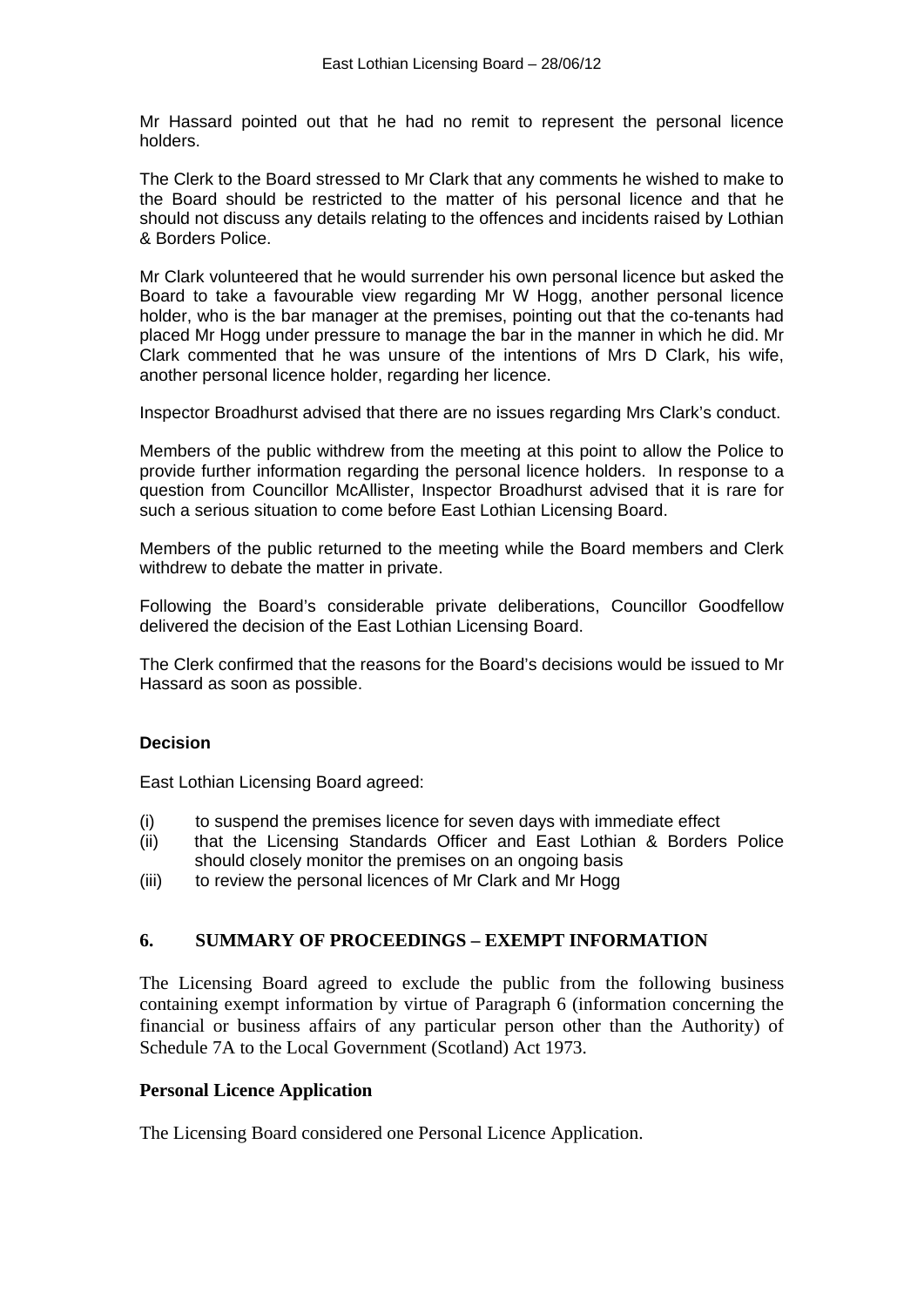Mr Hassard pointed out that he had no remit to represent the personal licence holders.

The Clerk to the Board stressed to Mr Clark that any comments he wished to make to the Board should be restricted to the matter of his personal licence and that he should not discuss any details relating to the offences and incidents raised by Lothian & Borders Police.

Mr Clark volunteered that he would surrender his own personal licence but asked the Board to take a favourable view regarding Mr W Hogg, another personal licence holder, who is the bar manager at the premises, pointing out that the co-tenants had placed Mr Hogg under pressure to manage the bar in the manner in which he did. Mr Clark commented that he was unsure of the intentions of Mrs D Clark, his wife, another personal licence holder, regarding her licence.

Inspector Broadhurst advised that there are no issues regarding Mrs Clark's conduct.

Members of the public withdrew from the meeting at this point to allow the Police to provide further information regarding the personal licence holders. In response to a question from Councillor McAllister, Inspector Broadhurst advised that it is rare for such a serious situation to come before East Lothian Licensing Board.

Members of the public returned to the meeting while the Board members and Clerk withdrew to debate the matter in private.

Following the Board's considerable private deliberations, Councillor Goodfellow delivered the decision of the East Lothian Licensing Board.

The Clerk confirmed that the reasons for the Board's decisions would be issued to Mr Hassard as soon as possible.

**Decision**

East Lothian Licensing Board agreed:

(i) to suspend the premises licence for seven days with immediate effect
(ii) that the Licensing Standards Officer and East Lothian & Borders Police should closely monitor the premises on an ongoing basis
(iii) to review the personal licences of Mr Clark and Mr Hogg

## 6. SUMMARY OF PROCEEDINGS – EXEMPT INFORMATION

The Licensing Board agreed to exclude the public from the following business containing exempt information by virtue of Paragraph 6 (information concerning the financial or business affairs of any particular person other than the Authority) of Schedule 7A to the Local Government (Scotland) Act 1973.

**Personal Licence Application**

The Licensing Board considered one Personal Licence Application.